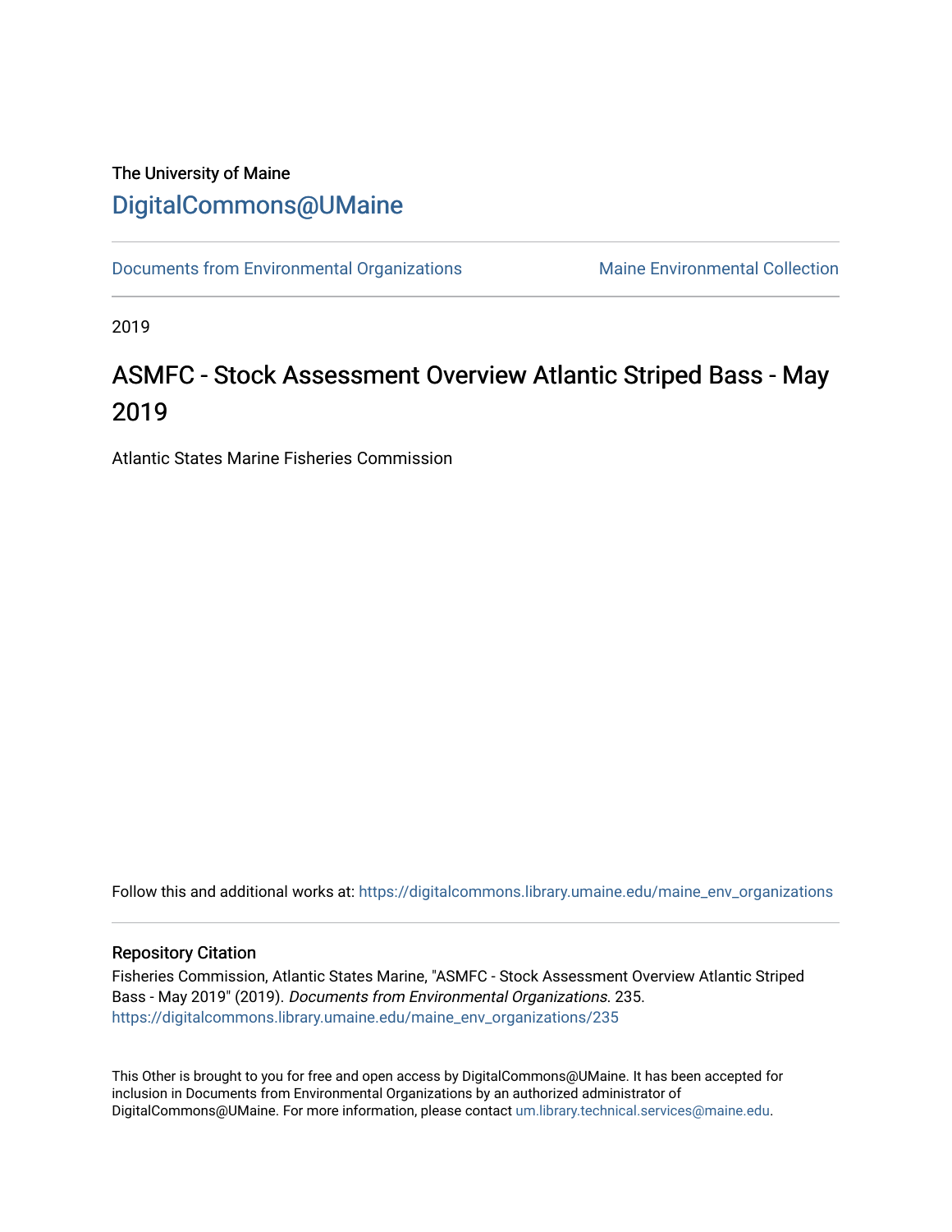The University of Maine

[DigitalCommons@UMaine](https://digitalcommons.library.umaine.edu/)

Documents from Environmental Organizations | Maine Environmental Collection

2019

# ASMFC - Stock Assessment Overview Atlantic Striped Bass - May 2019

Atlantic States Marine Fisheries Commission

Follow this and additional works at: https://digitalcommons.library.umaine.edu/maine_env_organizations

## Repository Citation

Fisheries Commission, Atlantic States Marine, "ASMFC - Stock Assessment Overview Atlantic Striped Bass - May 2019" (2019). *Documents from Environmental Organizations*. 235.
https://digitalcommons.library.umaine.edu/maine_env_organizations/235

This Other is brought to you for free and open access by DigitalCommons@UMaine. It has been accepted for inclusion in Documents from Environmental Organizations by an authorized administrator of DigitalCommons@UMaine. For more information, please contact um.library.technical.services@maine.edu.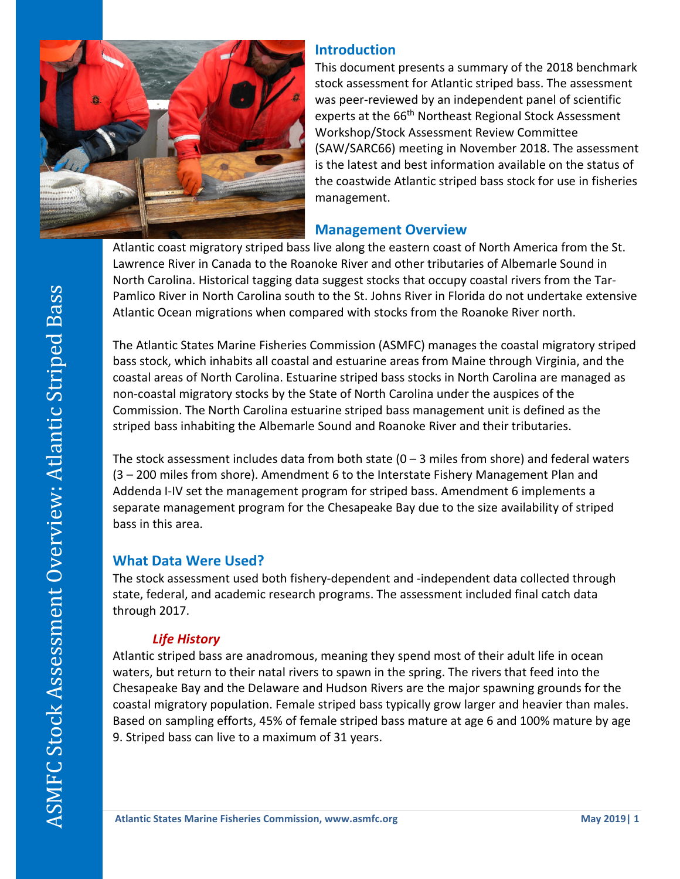## Introduction

This document presents a summary of the 2018 benchmark stock assessment for Atlantic striped bass. The assessment was peer-reviewed by an independent panel of scientific experts at the 66th Northeast Regional Stock Assessment Workshop/Stock Assessment Review Committee (SAW/SARC66) meeting in November 2018. The assessment is the latest and best information available on the status of the coastwide Atlantic striped bass stock for use in fisheries management.

## Management Overview

Atlantic coast migratory striped bass live along the eastern coast of North America from the St. Lawrence River in Canada to the Roanoke River and other tributaries of Albemarle Sound in North Carolina. Historical tagging data suggest stocks that occupy coastal rivers from the Tar-Pamlico River in North Carolina south to the St. Johns River in Florida do not undertake extensive Atlantic Ocean migrations when compared with stocks from the Roanoke River north.

The Atlantic States Marine Fisheries Commission (ASMFC) manages the coastal migratory striped bass stock, which inhabits all coastal and estuarine areas from Maine through Virginia, and the coastal areas of North Carolina. Estuarine striped bass stocks in North Carolina are managed as non-coastal migratory stocks by the State of North Carolina under the auspices of the Commission. The North Carolina estuarine striped bass management unit is defined as the striped bass inhabiting the Albemarle Sound and Roanoke River and their tributaries.

The stock assessment includes data from both state (0 – 3 miles from shore) and federal waters (3 – 200 miles from shore). Amendment 6 to the Interstate Fishery Management Plan and Addenda I-IV set the management program for striped bass. Amendment 6 implements a separate management program for the Chesapeake Bay due to the size availability of striped bass in this area.

## What Data Were Used?

The stock assessment used both fishery-dependent and -independent data collected through state, federal, and academic research programs. The assessment included final catch data through 2017.

### *Life History*

Atlantic striped bass are anadromous, meaning they spend most of their adult life in ocean waters, but return to their natal rivers to spawn in the spring. The rivers that feed into the Chesapeake Bay and the Delaware and Hudson Rivers are the major spawning grounds for the coastal migratory population. Female striped bass typically grow larger and heavier than males. Based on sampling efforts, 45% of female striped bass mature at age 6 and 100% mature by age 9. Striped bass can live to a maximum of 31 years.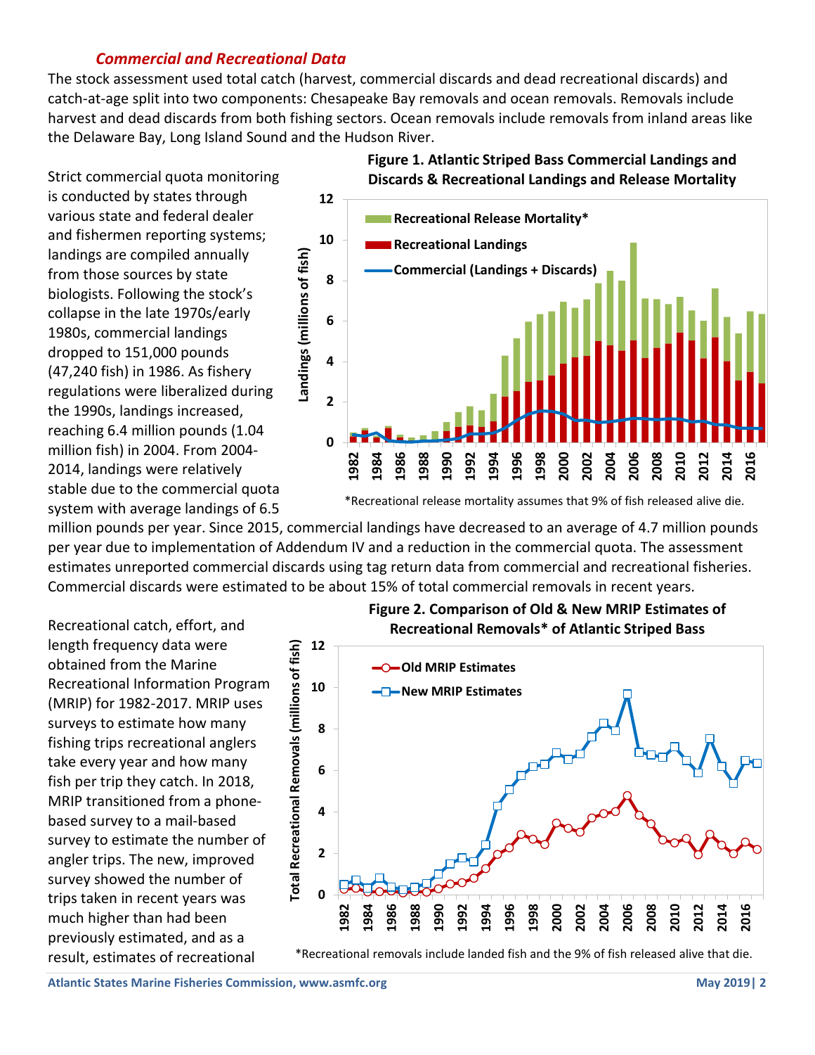### *Commercial and Recreational Data*

The stock assessment used total catch (harvest, commercial discards and dead recreational discards) and catch-at-age split into two components: Chesapeake Bay removals and ocean removals. Removals include harvest and dead discards from both fishing sectors. Ocean removals include removals from inland areas like the Delaware Bay, Long Island Sound and the Hudson River.

Strict commercial quota monitoring is conducted by states through various state and federal dealer and fishermen reporting systems; landings are compiled annually from those sources by state biologists. Following the stock's collapse in the late 1970s/early 1980s, commercial landings dropped to 151,000 pounds (47,240 fish) in 1986. As fishery regulations were liberalized during the 1990s, landings increased, reaching 6.4 million pounds (1.04 million fish) in 2004. From 2004-2014, landings were relatively stable due to the commercial quota system with average landings of 6.5 million pounds per year. Since 2015, commercial landings have decreased to an average of 4.7 million pounds per year due to implementation of Addendum IV and a reduction in the commercial quota. The assessment estimates unreported commercial discards using tag return data from commercial and recreational fisheries. Commercial discards were estimated to be about 15% of total commercial removals in recent years.

**Figure 1. Atlantic Striped Bass Commercial Landings and Discards & Recreational Landings and Release Mortality**

*Recreational release mortality assumes that 9% of fish released alive die.

Recreational catch, effort, and length frequency data were obtained from the Marine Recreational Information Program (MRIP) for 1982-2017. MRIP uses surveys to estimate how many fishing trips recreational anglers take every year and how many fish per trip they catch. In 2018, MRIP transitioned from a phone-based survey to a mail-based survey to estimate the number of angler trips. The new, improved survey showed the number of trips taken in recent years was much higher than had been previously estimated, and as a result, estimates of recreational

**Figure 2. Comparison of Old & New MRIP Estimates of Recreational Removals* of Atlantic Striped Bass**

*Recreational removals include landed fish and the 9% of fish released alive that die.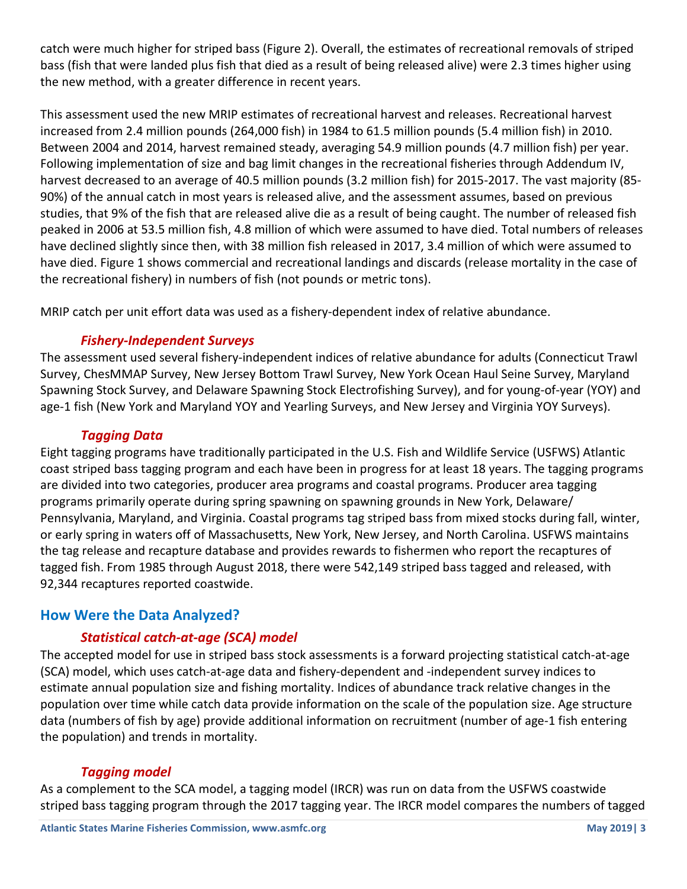catch were much higher for striped bass (Figure 2). Overall, the estimates of recreational removals of striped bass (fish that were landed plus fish that died as a result of being released alive) were 2.3 times higher using the new method, with a greater difference in recent years.

This assessment used the new MRIP estimates of recreational harvest and releases. Recreational harvest increased from 2.4 million pounds (264,000 fish) in 1984 to 61.5 million pounds (5.4 million fish) in 2010. Between 2004 and 2014, harvest remained steady, averaging 54.9 million pounds (4.7 million fish) per year. Following implementation of size and bag limit changes in the recreational fisheries through Addendum IV, harvest decreased to an average of 40.5 million pounds (3.2 million fish) for 2015-2017. The vast majority (85-90%) of the annual catch in most years is released alive, and the assessment assumes, based on previous studies, that 9% of the fish that are released alive die as a result of being caught. The number of released fish peaked in 2006 at 53.5 million fish, 4.8 million of which were assumed to have died. Total numbers of releases have declined slightly since then, with 38 million fish released in 2017, 3.4 million of which were assumed to have died. Figure 1 shows commercial and recreational landings and discards (release mortality in the case of the recreational fishery) in numbers of fish (not pounds or metric tons).

MRIP catch per unit effort data was used as a fishery-dependent index of relative abundance.

### *Fishery-Independent Surveys*

The assessment used several fishery-independent indices of relative abundance for adults (Connecticut Trawl Survey, ChesMMAP Survey, New Jersey Bottom Trawl Survey, New York Ocean Haul Seine Survey, Maryland Spawning Stock Survey, and Delaware Spawning Stock Electrofishing Survey), and for young-of-year (YOY) and age-1 fish (New York and Maryland YOY and Yearling Surveys, and New Jersey and Virginia YOY Surveys).

### *Tagging Data*

Eight tagging programs have traditionally participated in the U.S. Fish and Wildlife Service (USFWS) Atlantic coast striped bass tagging program and each have been in progress for at least 18 years. The tagging programs are divided into two categories, producer area programs and coastal programs. Producer area tagging programs primarily operate during spring spawning on spawning grounds in New York, Delaware/Pennsylvania, Maryland, and Virginia. Coastal programs tag striped bass from mixed stocks during fall, winter, or early spring in waters off of Massachusetts, New York, New Jersey, and North Carolina. USFWS maintains the tag release and recapture database and provides rewards to fishermen who report the recaptures of tagged fish. From 1985 through August 2018, there were 542,149 striped bass tagged and released, with 92,344 recaptures reported coastwide.

## How Were the Data Analyzed?

### *Statistical catch-at-age (SCA) model*

The accepted model for use in striped bass stock assessments is a forward projecting statistical catch-at-age (SCA) model, which uses catch-at-age data and fishery-dependent and -independent survey indices to estimate annual population size and fishing mortality. Indices of abundance track relative changes in the population over time while catch data provide information on the scale of the population size. Age structure data (numbers of fish by age) provide additional information on recruitment (number of age-1 fish entering the population) and trends in mortality.

### *Tagging model*

As a complement to the SCA model, a tagging model (IRCR) was run on data from the USFWS coastwide striped bass tagging program through the 2017 tagging year. The IRCR model compares the numbers of tagged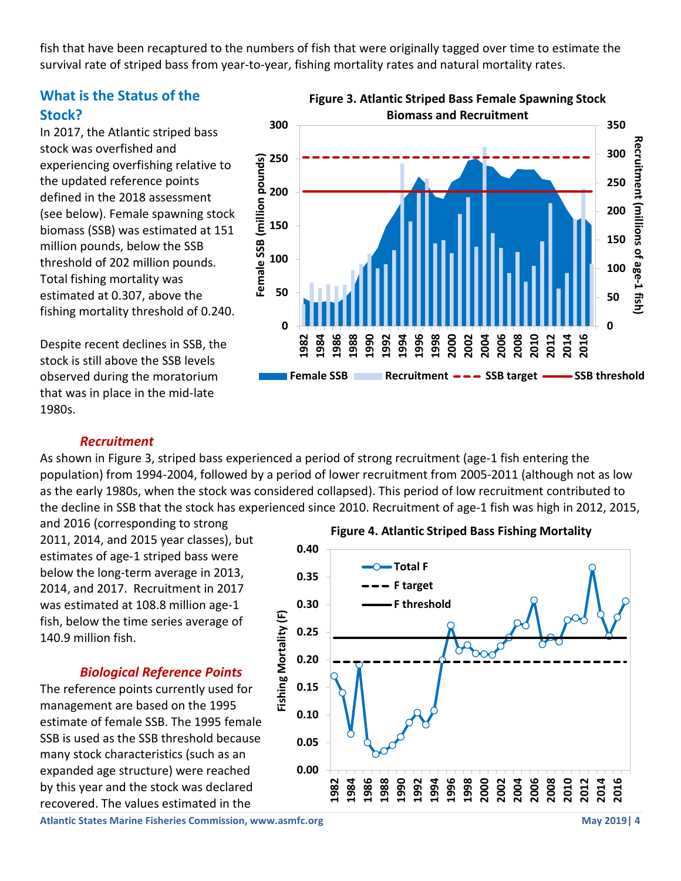fish that have been recaptured to the numbers of fish that were originally tagged over time to estimate the survival rate of striped bass from year-to-year, fishing mortality rates and natural mortality rates.

## What is the Status of the Stock?

In 2017, the Atlantic striped bass stock was overfished and experiencing overfishing relative to the updated reference points defined in the 2018 assessment (see below). Female spawning stock biomass (SSB) was estimated at 151 million pounds, below the SSB threshold of 202 million pounds. Total fishing mortality was estimated at 0.307, above the fishing mortality threshold of 0.240.

Despite recent declines in SSB, the stock is still above the SSB levels observed during the moratorium that was in place in the mid-late 1980s.

**Figure 3. Atlantic Striped Bass Female Spawning Stock Biomass and Recruitment**

### *Recruitment*

As shown in Figure 3, striped bass experienced a period of strong recruitment (age-1 fish entering the population) from 1994-2004, followed by a period of lower recruitment from 2005-2011 (although not as low as the early 1980s, when the stock was considered collapsed). This period of low recruitment contributed to the decline in SSB that the stock has experienced since 2010. Recruitment of age-1 fish was high in 2012, 2015, and 2016 (corresponding to strong 2011, 2014, and 2015 year classes), but estimates of age-1 striped bass were below the long-term average in 2013, 2014, and 2017. Recruitment in 2017 was estimated at 108.8 million age-1 fish, below the time series average of 140.9 million fish.

**Figure 4. Atlantic Striped Bass Fishing Mortality**

### *Biological Reference Points*

The reference points currently used for management are based on the 1995 estimate of female SSB. The 1995 female SSB is used as the SSB threshold because many stock characteristics (such as an expanded age structure) were reached by this year and the stock was declared recovered. The values estimated in the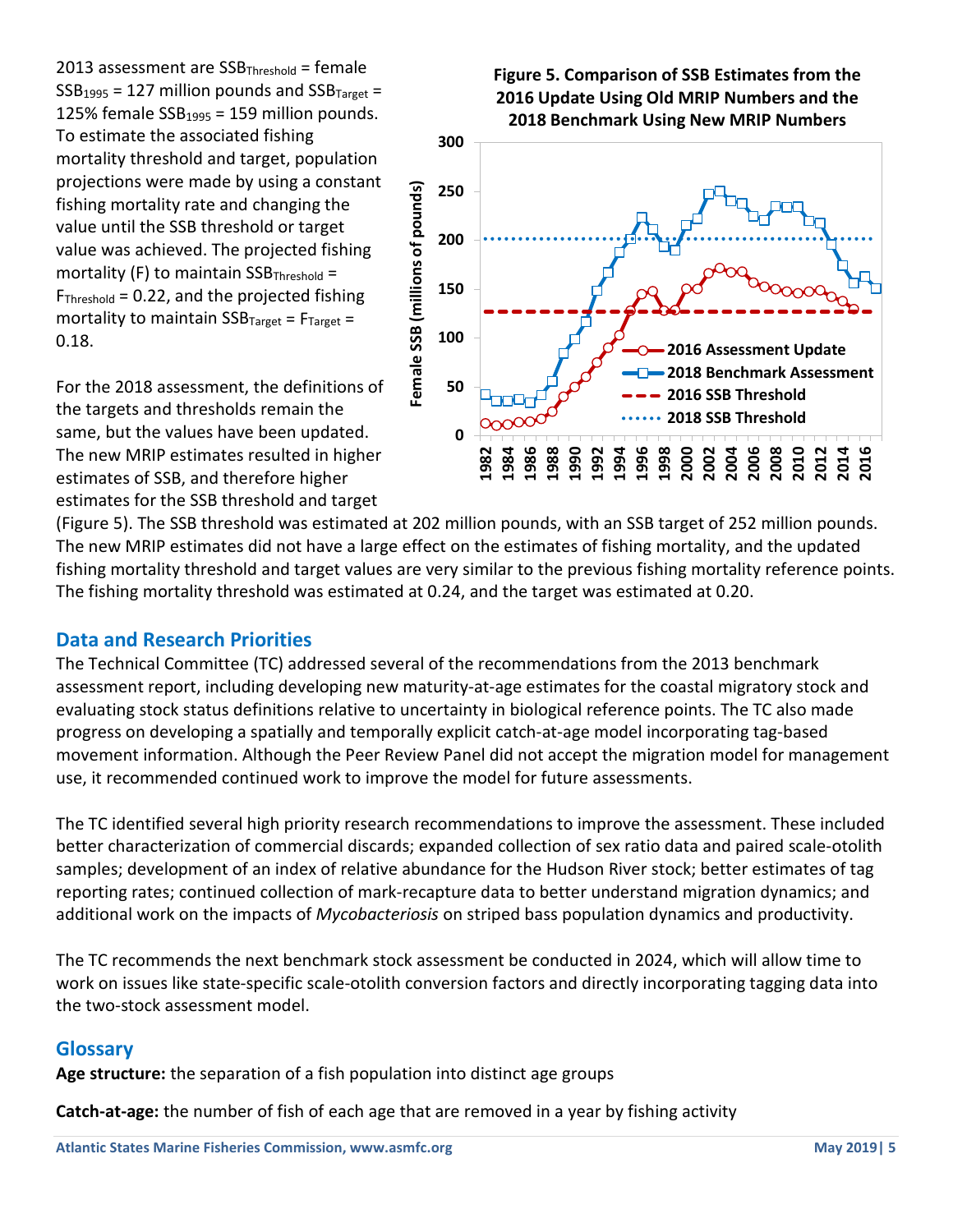2013 assessment are $SSB_{Threshold}$ = female $SSB_{1995}$ = 127 million pounds and $SSB_{Target}$ = 125% female $SSB_{1995}$ = 159 million pounds. To estimate the associated fishing mortality threshold and target, population projections were made by using a constant fishing mortality rate and changing the value until the SSB threshold or target value was achieved. The projected fishing mortality (F) to maintain $SSB_{Threshold}$ = $F_{Threshold}$ = 0.22, and the projected fishing mortality to maintain $SSB_{Target}$ = $F_{Target}$ = 0.18.

**Figure 5. Comparison of SSB Estimates from the 2016 Update Using Old MRIP Numbers and the 2018 Benchmark Using New MRIP Numbers**

For the 2018 assessment, the definitions of the targets and thresholds remain the same, but the values have been updated. The new MRIP estimates resulted in higher estimates of SSB, and therefore higher estimates for the SSB threshold and target (Figure 5). The SSB threshold was estimated at 202 million pounds, with an SSB target of 252 million pounds. The new MRIP estimates did not have a large effect on the estimates of fishing mortality, and the updated fishing mortality threshold and target values are very similar to the previous fishing mortality reference points. The fishing mortality threshold was estimated at 0.24, and the target was estimated at 0.20.

## Data and Research Priorities

The Technical Committee (TC) addressed several of the recommendations from the 2013 benchmark assessment report, including developing new maturity-at-age estimates for the coastal migratory stock and evaluating stock status definitions relative to uncertainty in biological reference points. The TC also made progress on developing a spatially and temporally explicit catch-at-age model incorporating tag-based movement information. Although the Peer Review Panel did not accept the migration model for management use, it recommended continued work to improve the model for future assessments.

The TC identified several high priority research recommendations to improve the assessment. These included better characterization of commercial discards; expanded collection of sex ratio data and paired scale-otolith samples; development of an index of relative abundance for the Hudson River stock; better estimates of tag reporting rates; continued collection of mark-recapture data to better understand migration dynamics; and additional work on the impacts of *Mycobacteriosis* on striped bass population dynamics and productivity.

The TC recommends the next benchmark stock assessment be conducted in 2024, which will allow time to work on issues like state-specific scale-otolith conversion factors and directly incorporating tagging data into the two-stock assessment model.

## Glossary

**Age structure:** the separation of a fish population into distinct age groups

**Catch-at-age:** the number of fish of each age that are removed in a year by fishing activity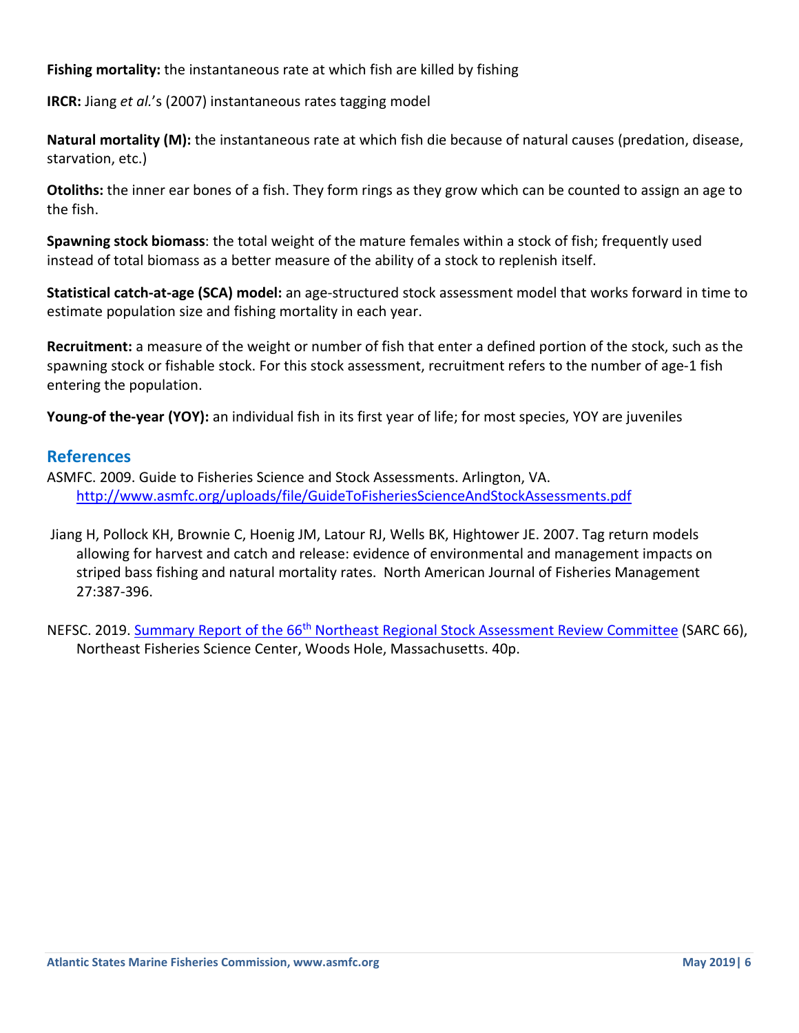**Fishing mortality:** the instantaneous rate at which fish are killed by fishing

**IRCR:** Jiang *et al.*'s (2007) instantaneous rates tagging model

**Natural mortality (M):** the instantaneous rate at which fish die because of natural causes (predation, disease, starvation, etc.)

**Otoliths:** the inner ear bones of a fish. They form rings as they grow which can be counted to assign an age to the fish.

**Spawning stock biomass**: the total weight of the mature females within a stock of fish; frequently used instead of total biomass as a better measure of the ability of a stock to replenish itself.

**Statistical catch-at-age (SCA) model:** an age-structured stock assessment model that works forward in time to estimate population size and fishing mortality in each year.

**Recruitment:** a measure of the weight or number of fish that enter a defined portion of the stock, such as the spawning stock or fishable stock. For this stock assessment, recruitment refers to the number of age-1 fish entering the population.

**Young-of the-year (YOY):** an individual fish in its first year of life; for most species, YOY are juveniles

## References

ASMFC. 2009. Guide to Fisheries Science and Stock Assessments. Arlington, VA. http://www.asmfc.org/uploads/file/GuideToFisheriesScienceAndStockAssessments.pdf

Jiang H, Pollock KH, Brownie C, Hoenig JM, Latour RJ, Wells BK, Hightower JE. 2007. Tag return models allowing for harvest and catch and release: evidence of environmental and management impacts on striped bass fishing and natural mortality rates. North American Journal of Fisheries Management 27:387-396.

NEFSC. 2019. Summary Report of the 66th Northeast Regional Stock Assessment Review Committee (SARC 66), Northeast Fisheries Science Center, Woods Hole, Massachusetts. 40p.